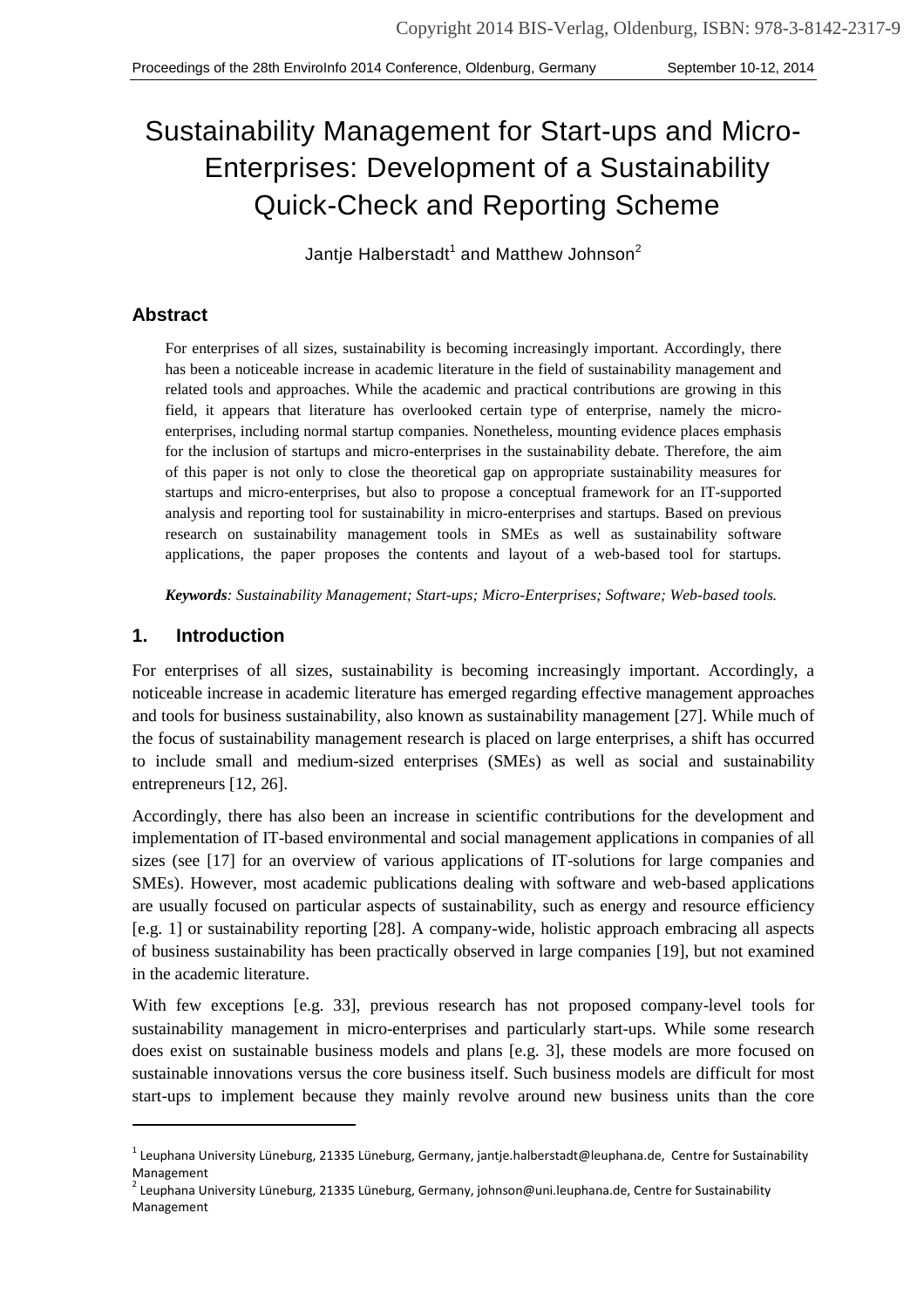# Sustainability Management for Start-ups and Micro-Enterprises: Development of a Sustainability Quick-Check and Reporting Scheme

Jantje Halberstadt[1] and Matthew Johnson[2]

## Abstract

For enterprises of all sizes, sustainability is becoming increasingly important. Accordingly, there has been a noticeable increase in academic literature in the field of sustainability management and related tools and approaches. While the academic and practical contributions are growing in this field, it appears that literature has overlooked certain type of enterprise, namely the micro-enterprises, including normal startup companies. Nonetheless, mounting evidence places emphasis for the inclusion of startups and micro-enterprises in the sustainability debate. Therefore, the aim of this paper is not only to close the theoretical gap on appropriate sustainability measures for startups and micro-enterprises, but also to propose a conceptual framework for an IT-supported analysis and reporting tool for sustainability in micro-enterprises and startups. Based on previous research on sustainability management tools in SMEs as well as sustainability software applications, the paper proposes the contents and layout of a web-based tool for startups.

***Keywords**: Sustainability Management; Start-ups; Micro-Enterprises; Software; Web-based tools.*

## 1. Introduction

For enterprises of all sizes, sustainability is becoming increasingly important. Accordingly, a noticeable increase in academic literature has emerged regarding effective management approaches and tools for business sustainability, also known as sustainability management [27]. While much of the focus of sustainability management research is placed on large enterprises, a shift has occurred to include small and medium-sized enterprises (SMEs) as well as social and sustainability entrepreneurs [12, 26].

Accordingly, there has also been an increase in scientific contributions for the development and implementation of IT-based environmental and social management applications in companies of all sizes (see [17] for an overview of various applications of IT-solutions for large companies and SMEs). However, most academic publications dealing with software and web-based applications are usually focused on particular aspects of sustainability, such as energy and resource efficiency [e.g. 1] or sustainability reporting [28]. A company-wide, holistic approach embracing all aspects of business sustainability has been practically observed in large companies [19], but not examined in the academic literature.

With few exceptions [e.g. 33], previous research has not proposed company-level tools for sustainability management in micro-enterprises and particularly start-ups. While some research does exist on sustainable business models and plans [e.g. 3], these models are more focused on sustainable innovations versus the core business itself. Such business models are difficult for most start-ups to implement because they mainly revolve around new business units than the core

---

[1] Leuphana University Lüneburg, 21335 Lüneburg, Germany, jantje.halberstadt@leuphana.de, Centre for Sustainability Management

[2] Leuphana University Lüneburg, 21335 Lüneburg, Germany, johnson@uni.leuphana.de, Centre for Sustainability Management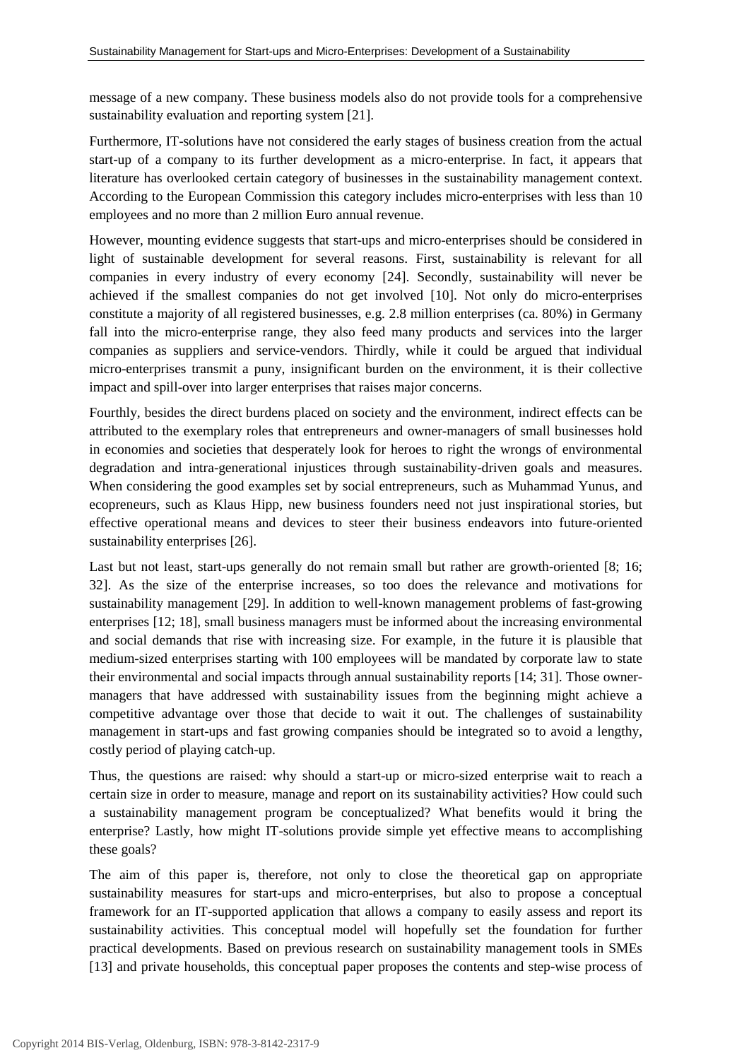message of a new company. These business models also do not provide tools for a comprehensive sustainability evaluation and reporting system [21].

Furthermore, IT-solutions have not considered the early stages of business creation from the actual start-up of a company to its further development as a micro-enterprise. In fact, it appears that literature has overlooked certain category of businesses in the sustainability management context. According to the European Commission this category includes micro-enterprises with less than 10 employees and no more than 2 million Euro annual revenue.

However, mounting evidence suggests that start-ups and micro-enterprises should be considered in light of sustainable development for several reasons. First, sustainability is relevant for all companies in every industry of every economy [24]. Secondly, sustainability will never be achieved if the smallest companies do not get involved [10]. Not only do micro-enterprises constitute a majority of all registered businesses, e.g. 2.8 million enterprises (ca. 80%) in Germany fall into the micro-enterprise range, they also feed many products and services into the larger companies as suppliers and service-vendors. Thirdly, while it could be argued that individual micro-enterprises transmit a puny, insignificant burden on the environment, it is their collective impact and spill-over into larger enterprises that raises major concerns.

Fourthly, besides the direct burdens placed on society and the environment, indirect effects can be attributed to the exemplary roles that entrepreneurs and owner-managers of small businesses hold in economies and societies that desperately look for heroes to right the wrongs of environmental degradation and intra-generational injustices through sustainability-driven goals and measures. When considering the good examples set by social entrepreneurs, such as Muhammad Yunus, and ecopreneurs, such as Klaus Hipp, new business founders need not just inspirational stories, but effective operational means and devices to steer their business endeavors into future-oriented sustainability enterprises [26].

Last but not least, start-ups generally do not remain small but rather are growth-oriented [8; 16; 32]. As the size of the enterprise increases, so too does the relevance and motivations for sustainability management [29]. In addition to well-known management problems of fast-growing enterprises [12; 18], small business managers must be informed about the increasing environmental and social demands that rise with increasing size. For example, in the future it is plausible that medium-sized enterprises starting with 100 employees will be mandated by corporate law to state their environmental and social impacts through annual sustainability reports [14; 31]. Those owner-managers that have addressed with sustainability issues from the beginning might achieve a competitive advantage over those that decide to wait it out. The challenges of sustainability management in start-ups and fast growing companies should be integrated so to avoid a lengthy, costly period of playing catch-up.

Thus, the questions are raised: why should a start-up or micro-sized enterprise wait to reach a certain size in order to measure, manage and report on its sustainability activities? How could such a sustainability management program be conceptualized? What benefits would it bring the enterprise? Lastly, how might IT-solutions provide simple yet effective means to accomplishing these goals?

The aim of this paper is, therefore, not only to close the theoretical gap on appropriate sustainability measures for start-ups and micro-enterprises, but also to propose a conceptual framework for an IT-supported application that allows a company to easily assess and report its sustainability activities. This conceptual model will hopefully set the foundation for further practical developments. Based on previous research on sustainability management tools in SMEs [13] and private households, this conceptual paper proposes the contents and step-wise process of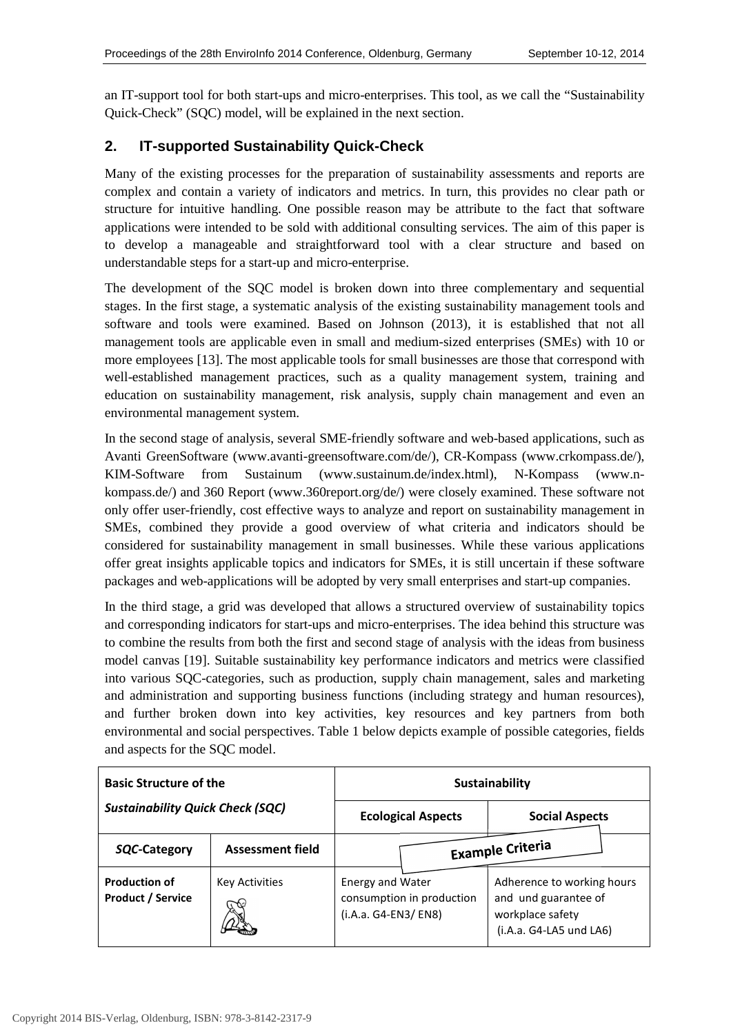an IT-support tool for both start-ups and micro-enterprises. This tool, as we call the "Sustainability Quick-Check" (SQC) model, will be explained in the next section.

## 2. IT-supported Sustainability Quick-Check

Many of the existing processes for the preparation of sustainability assessments and reports are complex and contain a variety of indicators and metrics. In turn, this provides no clear path or structure for intuitive handling. One possible reason may be attribute to the fact that software applications were intended to be sold with additional consulting services. The aim of this paper is to develop a manageable and straightforward tool with a clear structure and based on understandable steps for a start-up and micro-enterprise.

The development of the SQC model is broken down into three complementary and sequential stages. In the first stage, a systematic analysis of the existing sustainability management tools and software and tools were examined. Based on Johnson (2013), it is established that not all management tools are applicable even in small and medium-sized enterprises (SMEs) with 10 or more employees [13]. The most applicable tools for small businesses are those that correspond with well-established management practices, such as a quality management system, training and education on sustainability management, risk analysis, supply chain management and even an environmental management system.

In the second stage of analysis, several SME-friendly software and web-based applications, such as Avanti GreenSoftware (www.avanti-greensoftware.com/de/), CR-Kompass (www.crkompass.de/), KIM-Software from Sustainum (www.sustainum.de/index.html), N-Kompass (www.n-kompass.de/) and 360 Report (www.360report.org/de/) were closely examined. These software not only offer user-friendly, cost effective ways to analyze and report on sustainability management in SMEs, combined they provide a good overview of what criteria and indicators should be considered for sustainability management in small businesses. While these various applications offer great insights applicable topics and indicators for SMEs, it is still uncertain if these software packages and web-applications will be adopted by very small enterprises and start-up companies.

In the third stage, a grid was developed that allows a structured overview of sustainability topics and corresponding indicators for start-ups and micro-enterprises. The idea behind this structure was to combine the results from both the first and second stage of analysis with the ideas from business model canvas [19]. Suitable sustainability key performance indicators and metrics were classified into various SQC-categories, such as production, supply chain management, sales and marketing and administration and supporting business functions (including strategy and human resources), and further broken down into key activities, key resources and key partners from both environmental and social perspectives. Table 1 below depicts example of possible categories, fields and aspects for the SQC model.

| **Basic Structure of the *Sustainability Quick Check (SQC)*** | | **Sustainability** | |
|---|---|---|---|
| | | **Ecological Aspects** | **Social Aspects** |
| ***SQC*-Category** | **Assessment field** | **Example Criteria** | |
| **Production of Product / Service** | Key Activities | Energy and Water consumption in production (i.A.a. G4-EN3/ EN8) | Adherence to working hours and und guarantee of workplace safety (i.A.a. G4-LA5 und LA6) |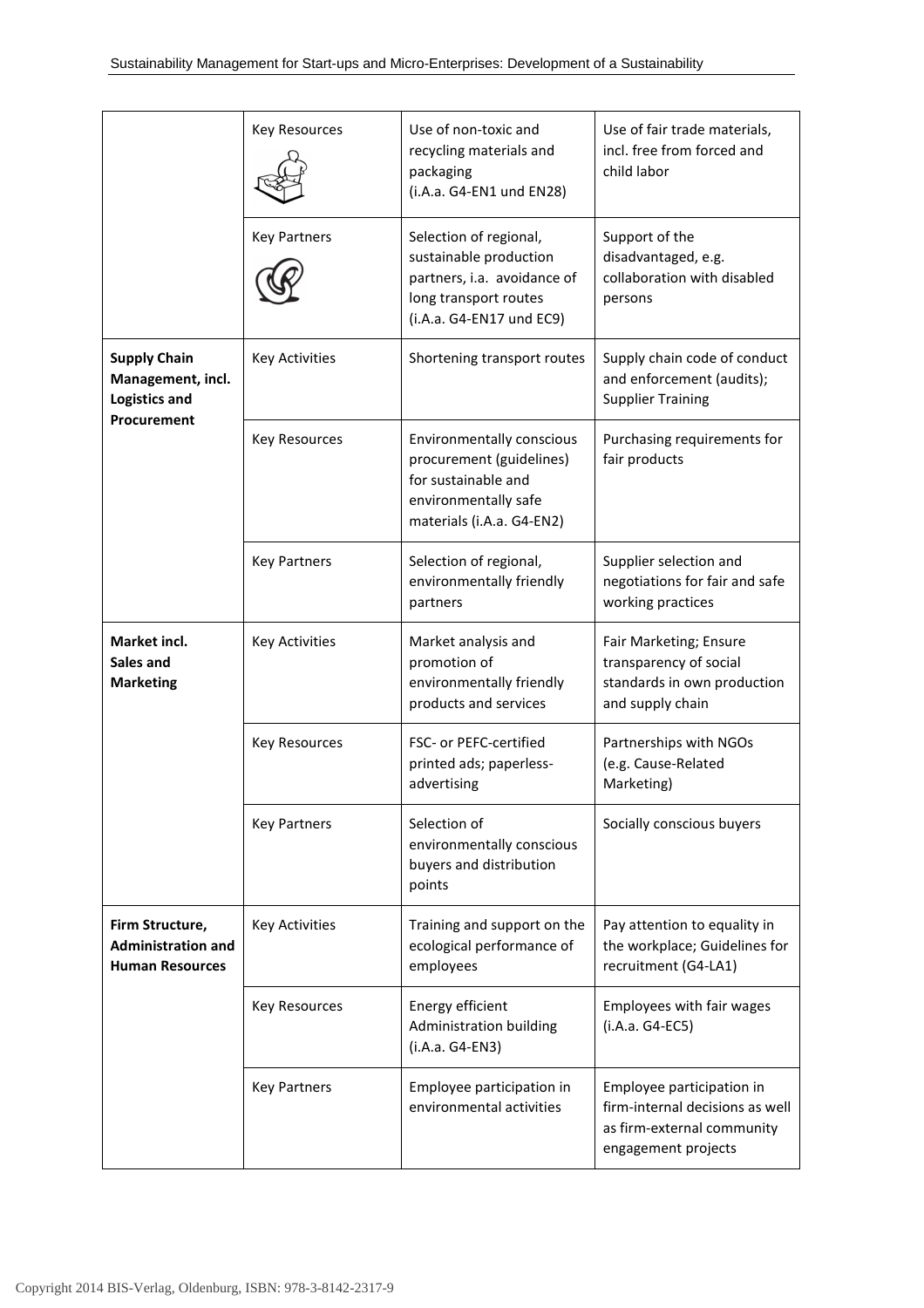| | | | |
|---|---|---|---|
| | Key Resources | Use of non-toxic and recycling materials and packaging (i.A.a. G4-EN1 und EN28) | Use of fair trade materials, incl. free from forced and child labor |
| | Key Partners | Selection of regional, sustainable production partners, i.a. avoidance of long transport routes (i.A.a. G4-EN17 und EC9) | Support of the disadvantaged, e.g. collaboration with disabled persons |
| **Supply Chain Management, incl. Logistics and Procurement** | Key Activities | Shortening transport routes | Supply chain code of conduct and enforcement (audits); Supplier Training |
| | Key Resources | Environmentally conscious procurement (guidelines) for sustainable and environmentally safe materials (i.A.a. G4-EN2) | Purchasing requirements for fair products |
| | Key Partners | Selection of regional, environmentally friendly partners | Supplier selection and negotiations for fair and safe working practices |
| **Market incl. Sales and Marketing** | Key Activities | Market analysis and promotion of environmentally friendly products and services | Fair Marketing; Ensure transparency of social standards in own production and supply chain |
| | Key Resources | FSC- or PEFC-certified printed ads; paperless-advertising | Partnerships with NGOs (e.g. Cause-Related Marketing) |
| | Key Partners | Selection of environmentally conscious buyers and distribution points | Socially conscious buyers |
| **Firm Structure, Administration and Human Resources** | Key Activities | Training and support on the ecological performance of employees | Pay attention to equality in the workplace; Guidelines for recruitment (G4-LA1) |
| | Key Resources | Energy efficient Administration building (i.A.a. G4-EN3) | Employees with fair wages (i.A.a. G4-EC5) |
| | Key Partners | Employee participation in environmental activities | Employee participation in firm-internal decisions as well as firm-external community engagement projects |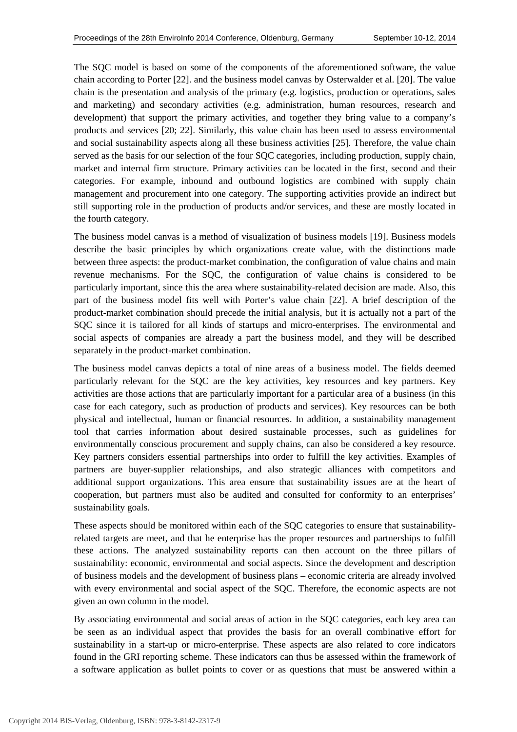The SQC model is based on some of the components of the aforementioned software, the value chain according to Porter [22]. and the business model canvas by Osterwalder et al. [20]. The value chain is the presentation and analysis of the primary (e.g. logistics, production or operations, sales and marketing) and secondary activities (e.g. administration, human resources, research and development) that support the primary activities, and together they bring value to a company's products and services [20; 22]. Similarly, this value chain has been used to assess environmental and social sustainability aspects along all these business activities [25]. Therefore, the value chain served as the basis for our selection of the four SQC categories, including production, supply chain, market and internal firm structure. Primary activities can be located in the first, second and their categories. For example, inbound and outbound logistics are combined with supply chain management and procurement into one category. The supporting activities provide an indirect but still supporting role in the production of products and/or services, and these are mostly located in the fourth category.

The business model canvas is a method of visualization of business models [19]. Business models describe the basic principles by which organizations create value, with the distinctions made between three aspects: the product-market combination, the configuration of value chains and main revenue mechanisms. For the SQC, the configuration of value chains is considered to be particularly important, since this the area where sustainability-related decision are made. Also, this part of the business model fits well with Porter's value chain [22]. A brief description of the product-market combination should precede the initial analysis, but it is actually not a part of the SQC since it is tailored for all kinds of startups and micro-enterprises. The environmental and social aspects of companies are already a part the business model, and they will be described separately in the product-market combination.

The business model canvas depicts a total of nine areas of a business model. The fields deemed particularly relevant for the SQC are the key activities, key resources and key partners. Key activities are those actions that are particularly important for a particular area of a business (in this case for each category, such as production of products and services). Key resources can be both physical and intellectual, human or financial resources. In addition, a sustainability management tool that carries information about desired sustainable processes, such as guidelines for environmentally conscious procurement and supply chains, can also be considered a key resource. Key partners considers essential partnerships into order to fulfill the key activities. Examples of partners are buyer-supplier relationships, and also strategic alliances with competitors and additional support organizations. This area ensure that sustainability issues are at the heart of cooperation, but partners must also be audited and consulted for conformity to an enterprises' sustainability goals.

These aspects should be monitored within each of the SQC categories to ensure that sustainability-related targets are meet, and that he enterprise has the proper resources and partnerships to fulfill these actions. The analyzed sustainability reports can then account on the three pillars of sustainability: economic, environmental and social aspects. Since the development and description of business models and the development of business plans – economic criteria are already involved with every environmental and social aspect of the SQC. Therefore, the economic aspects are not given an own column in the model.

By associating environmental and social areas of action in the SQC categories, each key area can be seen as an individual aspect that provides the basis for an overall combinative effort for sustainability in a start-up or micro-enterprise. These aspects are also related to core indicators found in the GRI reporting scheme. These indicators can thus be assessed within the framework of a software application as bullet points to cover or as questions that must be answered within a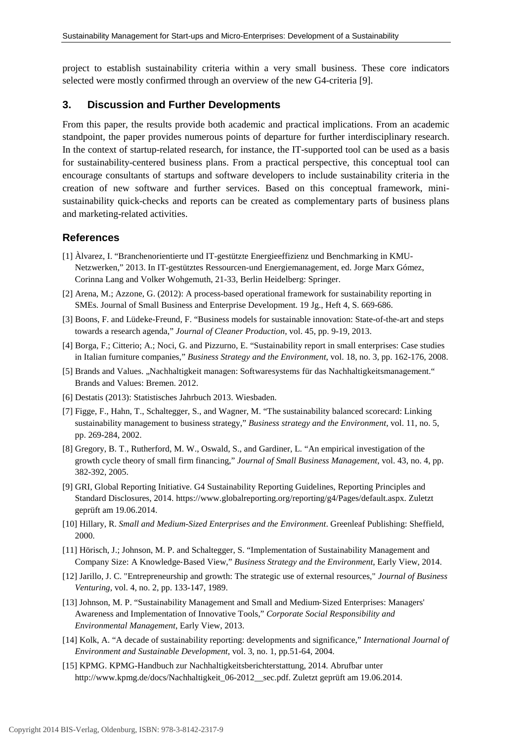project to establish sustainability criteria within a very small business. These core indicators selected were mostly confirmed through an overview of the new G4-criteria [9].

## 3. Discussion and Further Developments

From this paper, the results provide both academic and practical implications. From an academic standpoint, the paper provides numerous points of departure for further interdisciplinary research. In the context of startup-related research, for instance, the IT-supported tool can be used as a basis for sustainability-centered business plans. From a practical perspective, this conceptual tool can encourage consultants of startups and software developers to include sustainability criteria in the creation of new software and further services. Based on this conceptual framework, mini-sustainability quick-checks and reports can be created as complementary parts of business plans and marketing-related activities.

## References

[1] Àlvarez, I. "Branchenorientierte und IT-gestützte Energieeffizienz und Benchmarking in KMU-Netzwerken," 2013. In IT-gestütztes Ressourcen-und Energiemanagement, ed. Jorge Marx Gómez, Corinna Lang and Volker Wohgemuth, 21-33, Berlin Heidelberg: Springer.

[2] Arena, M.; Azzone, G. (2012): A process-based operational framework for sustainability reporting in SMEs. Journal of Small Business and Enterprise Development. 19 Jg., Heft 4, S. 669-686.

[3] Boons, F. and Lüdeke-Freund, F. "Business models for sustainable innovation: State-of-the-art and steps towards a research agenda," *Journal of Cleaner Production*, vol. 45, pp. 9-19, 2013.

[4] Borga, F.; Citterio; A.; Noci, G. and Pizzurno, E. "Sustainability report in small enterprises: Case studies in Italian furniture companies," *Business Strategy and the Environment*, vol. 18, no. 3, pp. 162-176, 2008.

[5] Brands and Values. „Nachhaltigkeit managen: Softwaresystems für das Nachhaltigkeitsmanagement." Brands and Values: Bremen. 2012.

[6] Destatis (2013): Statistisches Jahrbuch 2013. Wiesbaden.

[7] Figge, F., Hahn, T., Schaltegger, S., and Wagner, M. "The sustainability balanced scorecard: Linking sustainability management to business strategy," *Business strategy and the Environment*, vol. 11, no. 5, pp. 269-284, 2002.

[8] Gregory, B. T., Rutherford, M. W., Oswald, S., and Gardiner, L. "An empirical investigation of the growth cycle theory of small firm financing," *Journal of Small Business Management*, vol. 43, no. 4, pp. 382-392, 2005.

[9] GRI, Global Reporting Initiative. G4 Sustainability Reporting Guidelines, Reporting Principles and Standard Disclosures, 2014. https://www.globalreporting.org/reporting/g4/Pages/default.aspx. Zuletzt geprüft am 19.06.2014.

[10] Hillary, R. *Small and Medium-Sized Enterprises and the Environment*. Greenleaf Publishing: Sheffield, 2000.

[11] Hörisch, J.; Johnson, M. P. and Schaltegger, S. "Implementation of Sustainability Management and Company Size: A Knowledge-Based View," *Business Strategy and the Environment*, Early View, 2014.

[12] Jarillo, J. C. "Entrepreneurship and growth: The strategic use of external resources," *Journal of Business Venturing*, vol. 4, no. 2, pp. 133-147, 1989.

[13] Johnson, M. P. "Sustainability Management and Small and Medium-Sized Enterprises: Managers' Awareness and Implementation of Innovative Tools," *Corporate Social Responsibility and Environmental Management*, Early View, 2013.

[14] Kolk, A. "A decade of sustainability reporting: developments and significance," *International Journal of Environment and Sustainable Development*, vol. 3, no. 1, pp.51-64, 2004.

[15] KPMG. KPMG-Handbuch zur Nachhaltigkeitsberichterstattung, 2014. Abrufbar unter http://www.kpmg.de/docs/Nachhaltigkeit_06-2012__sec.pdf. Zuletzt geprüft am 19.06.2014.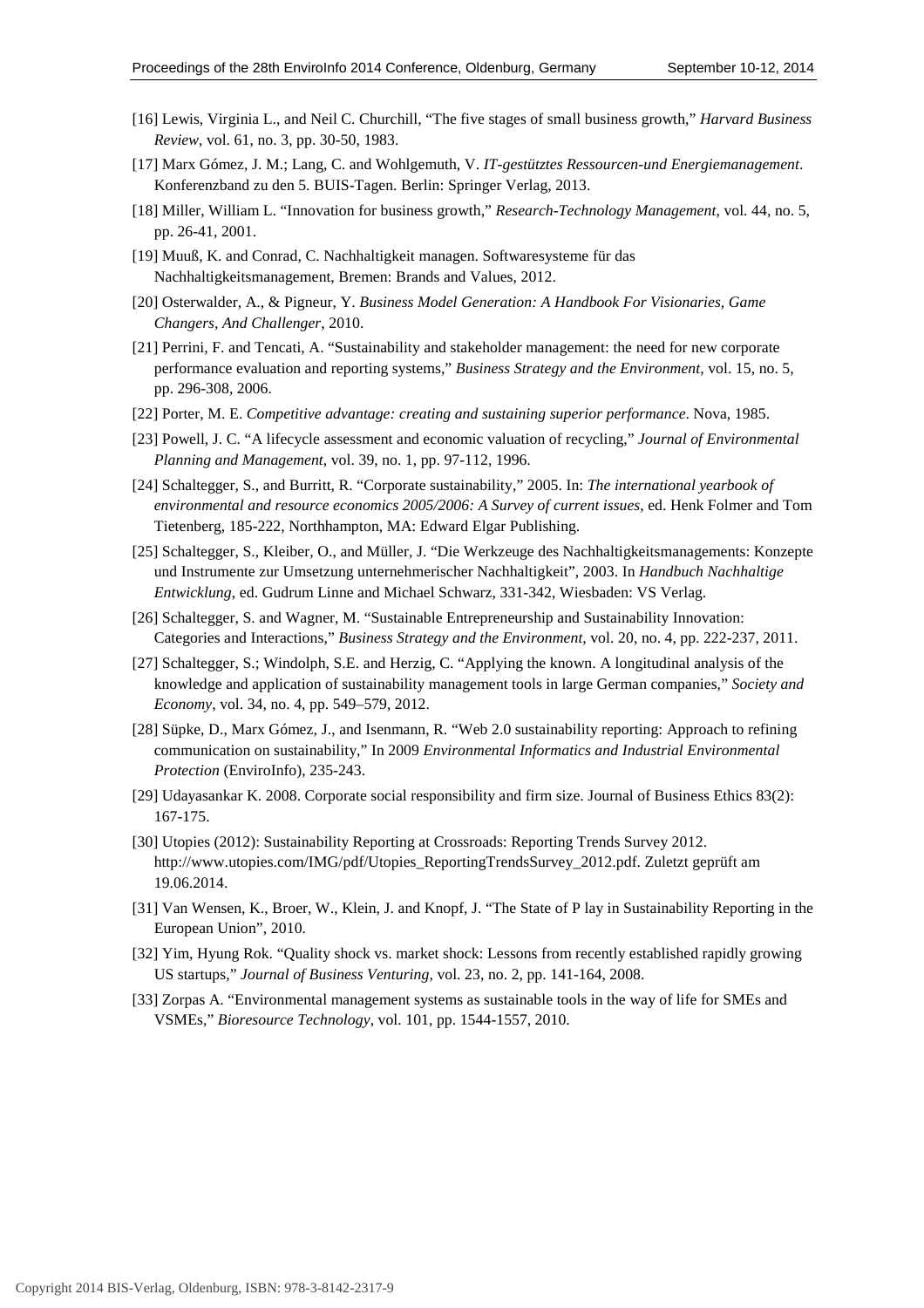[16] Lewis, Virginia L., and Neil C. Churchill, "The five stages of small business growth," *Harvard Business Review*, vol. 61, no. 3, pp. 30-50, 1983.

[17] Marx Gómez, J. M.; Lang, C. and Wohlgemuth, V. *IT-gestütztes Ressourcen-und Energiemanagement*. Konferenzband zu den 5. BUIS-Tagen. Berlin: Springer Verlag, 2013.

[18] Miller, William L. "Innovation for business growth," *Research-Technology Management*, vol. 44, no. 5, pp. 26-41, 2001.

[19] Muuß, K. and Conrad, C. Nachhaltigkeit managen. Softwaresysteme für das Nachhaltigkeitsmanagement, Bremen: Brands and Values, 2012.

[20] Osterwalder, A., & Pigneur, Y. *Business Model Generation: A Handbook For Visionaries, Game Changers, And Challenger*, 2010.

[21] Perrini, F. and Tencati, A. "Sustainability and stakeholder management: the need for new corporate performance evaluation and reporting systems," *Business Strategy and the Environment*, vol. 15, no. 5, pp. 296-308, 2006.

[22] Porter, M. E. *Competitive advantage: creating and sustaining superior performance*. Nova, 1985.

[23] Powell, J. C. "A lifecycle assessment and economic valuation of recycling," *Journal of Environmental Planning and Management*, vol. 39, no. 1, pp. 97-112, 1996.

[24] Schaltegger, S., and Burritt, R. "Corporate sustainability," 2005. In: *The international yearbook of environmental and resource economics 2005/2006: A Survey of current issues*, ed. Henk Folmer and Tom Tietenberg, 185-222, Northhampton, MA: Edward Elgar Publishing.

[25] Schaltegger, S., Kleiber, O., and Müller, J. "Die Werkzeuge des Nachhaltigkeitsmanagements: Konzepte und Instrumente zur Umsetzung unternehmerischer Nachhaltigkeit", 2003. In *Handbuch Nachhaltige Entwicklung*, ed. Gudrum Linne and Michael Schwarz, 331-342, Wiesbaden: VS Verlag.

[26] Schaltegger, S. and Wagner, M. "Sustainable Entrepreneurship and Sustainability Innovation: Categories and Interactions," *Business Strategy and the Environment*, vol. 20, no. 4, pp. 222-237, 2011.

[27] Schaltegger, S.; Windolph, S.E. and Herzig, C. "Applying the known. A longitudinal analysis of the knowledge and application of sustainability management tools in large German companies," *Society and Economy*, vol. 34, no. 4, pp. 549–579, 2012.

[28] Süpke, D., Marx Gómez, J., and Isenmann, R. "Web 2.0 sustainability reporting: Approach to refining communication on sustainability," In 2009 *Environmental Informatics and Industrial Environmental Protection* (EnviroInfo), 235-243.

[29] Udayasankar K. 2008. Corporate social responsibility and firm size. Journal of Business Ethics 83(2): 167-175.

[30] Utopies (2012): Sustainability Reporting at Crossroads: Reporting Trends Survey 2012. http://www.utopies.com/IMG/pdf/Utopies_ReportingTrendsSurvey_2012.pdf. Zuletzt geprüft am 19.06.2014.

[31] Van Wensen, K., Broer, W., Klein, J. and Knopf, J. "The State of P lay in Sustainability Reporting in the European Union", 2010.

[32] Yim, Hyung Rok. "Quality shock vs. market shock: Lessons from recently established rapidly growing US startups," *Journal of Business Venturing*, vol. 23, no. 2, pp. 141-164, 2008.

[33] Zorpas A. "Environmental management systems as sustainable tools in the way of life for SMEs and VSMEs," *Bioresource Technology*, vol. 101, pp. 1544-1557, 2010.